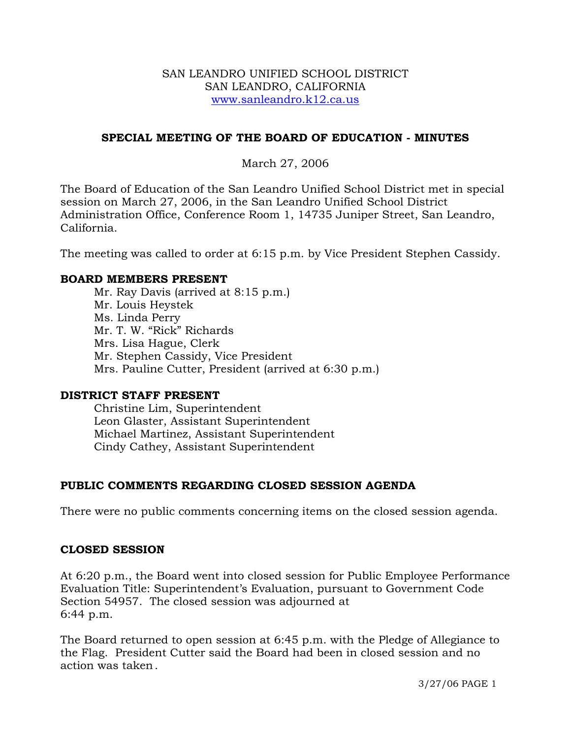SAN LEANDRO UNIFIED SCHOOL DISTRICT
SAN LEANDRO, CALIFORNIA
www.sanleandro.k12.ca.us

## SPECIAL MEETING OF THE BOARD OF EDUCATION - MINUTES

March 27, 2006

The Board of Education of the San Leandro Unified School District met in special session on March 27, 2006, in the San Leandro Unified School District Administration Office, Conference Room 1, 14735 Juniper Street, San Leandro, California.

The meeting was called to order at 6:15 p.m. by Vice President Stephen Cassidy.

### BOARD MEMBERS PRESENT

Mr. Ray Davis (arrived at 8:15 p.m.)
Mr. Louis Heystek
Ms. Linda Perry
Mr. T. W. "Rick" Richards
Mrs. Lisa Hague, Clerk
Mr. Stephen Cassidy, Vice President
Mrs. Pauline Cutter, President (arrived at 6:30 p.m.)

### DISTRICT STAFF PRESENT

Christine Lim, Superintendent
Leon Glaster, Assistant Superintendent
Michael Martinez, Assistant Superintendent
Cindy Cathey, Assistant Superintendent

### PUBLIC COMMENTS REGARDING CLOSED SESSION AGENDA

There were no public comments concerning items on the closed session agenda.

### CLOSED SESSION

At 6:20 p.m., the Board went into closed session for Public Employee Performance Evaluation Title: Superintendent's Evaluation, pursuant to Government Code Section 54957. The closed session was adjourned at 6:44 p.m.

The Board returned to open session at 6:45 p.m. with the Pledge of Allegiance to the Flag. President Cutter said the Board had been in closed session and no action was taken.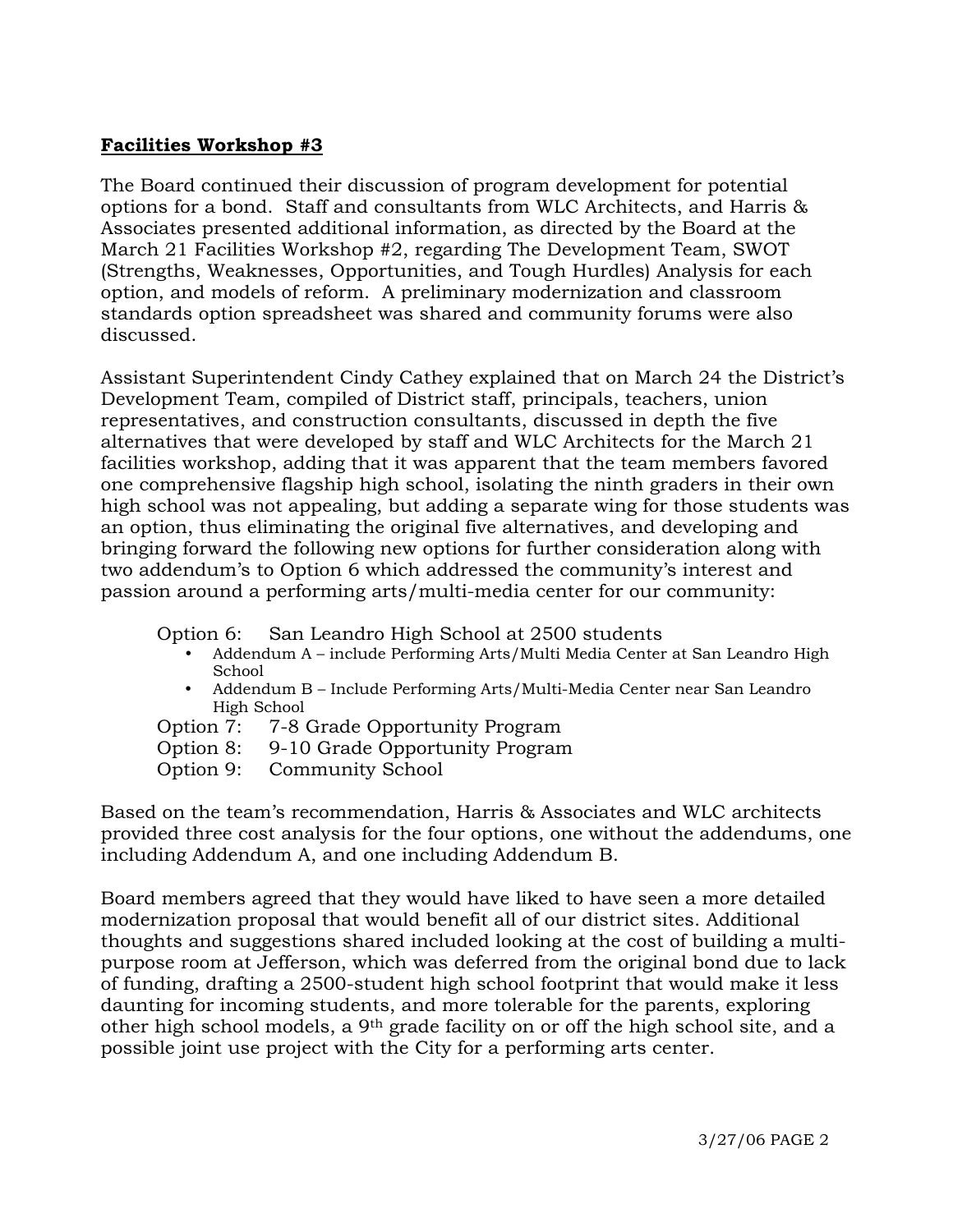**Facilities Workshop #3**

The Board continued their discussion of program development for potential options for a bond. Staff and consultants from WLC Architects, and Harris & Associates presented additional information, as directed by the Board at the March 21 Facilities Workshop #2, regarding The Development Team, SWOT (Strengths, Weaknesses, Opportunities, and Tough Hurdles) Analysis for each option, and models of reform. A preliminary modernization and classroom standards option spreadsheet was shared and community forums were also discussed.

Assistant Superintendent Cindy Cathey explained that on March 24 the District's Development Team, compiled of District staff, principals, teachers, union representatives, and construction consultants, discussed in depth the five alternatives that were developed by staff and WLC Architects for the March 21 facilities workshop, adding that it was apparent that the team members favored one comprehensive flagship high school, isolating the ninth graders in their own high school was not appealing, but adding a separate wing for those students was an option, thus eliminating the original five alternatives, and developing and bringing forward the following new options for further consideration along with two addendum's to Option 6 which addressed the community's interest and passion around a performing arts/multi-media center for our community:

Option 6: San Leandro High School at 2500 students
- Addendum A – include Performing Arts/Multi Media Center at San Leandro High School
- Addendum B – Include Performing Arts/Multi-Media Center near San Leandro High School

Option 7: 7-8 Grade Opportunity Program
Option 8: 9-10 Grade Opportunity Program
Option 9: Community School

Based on the team's recommendation, Harris & Associates and WLC architects provided three cost analysis for the four options, one without the addendums, one including Addendum A, and one including Addendum B.

Board members agreed that they would have liked to have seen a more detailed modernization proposal that would benefit all of our district sites. Additional thoughts and suggestions shared included looking at the cost of building a multi-purpose room at Jefferson, which was deferred from the original bond due to lack of funding, drafting a 2500-student high school footprint that would make it less daunting for incoming students, and more tolerable for the parents, exploring other high school models, a 9th grade facility on or off the high school site, and a possible joint use project with the City for a performing arts center.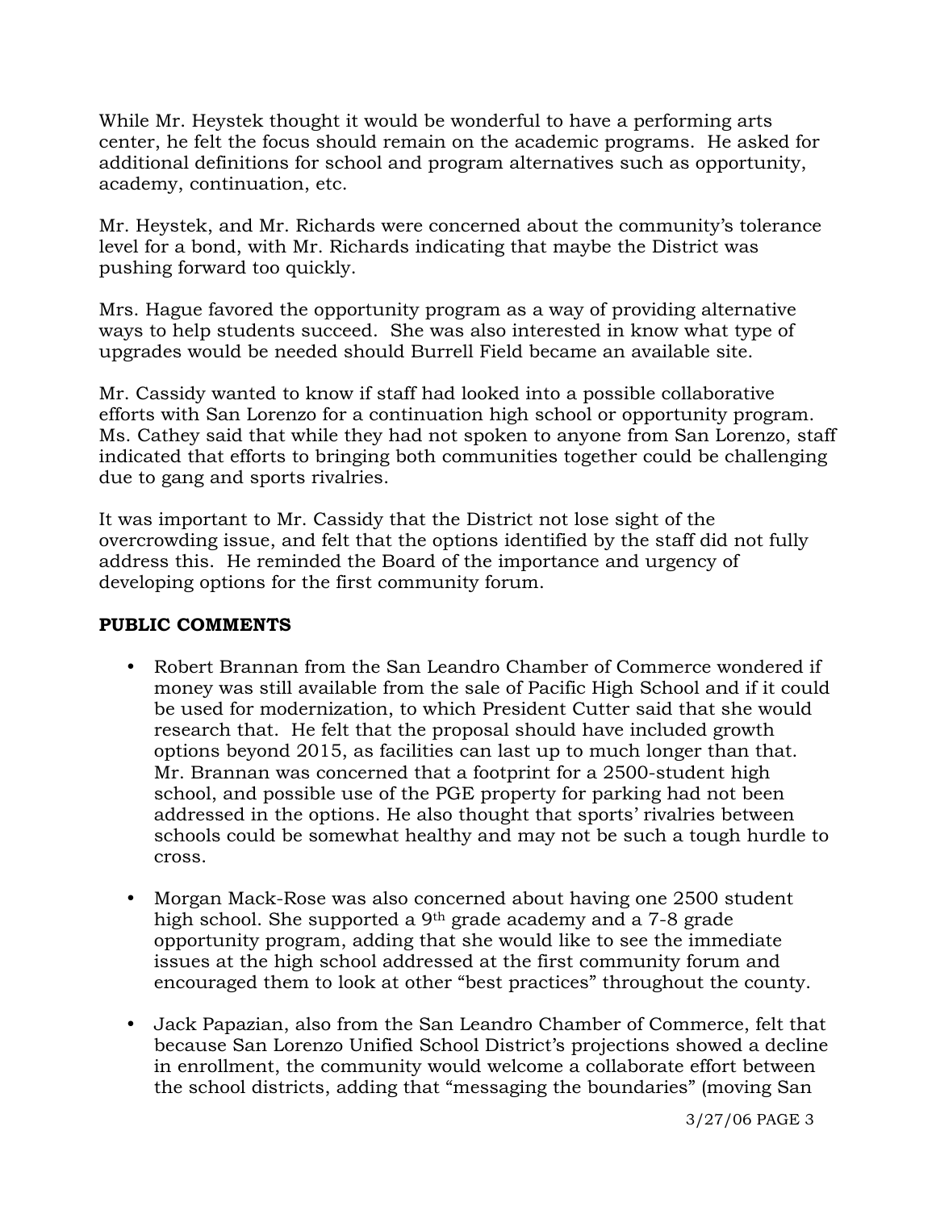While Mr. Heystek thought it would be wonderful to have a performing arts center, he felt the focus should remain on the academic programs. He asked for additional definitions for school and program alternatives such as opportunity, academy, continuation, etc.

Mr. Heystek, and Mr. Richards were concerned about the community's tolerance level for a bond, with Mr. Richards indicating that maybe the District was pushing forward too quickly.

Mrs. Hague favored the opportunity program as a way of providing alternative ways to help students succeed. She was also interested in know what type of upgrades would be needed should Burrell Field became an available site.

Mr. Cassidy wanted to know if staff had looked into a possible collaborative efforts with San Lorenzo for a continuation high school or opportunity program. Ms. Cathey said that while they had not spoken to anyone from San Lorenzo, staff indicated that efforts to bringing both communities together could be challenging due to gang and sports rivalries.

It was important to Mr. Cassidy that the District not lose sight of the overcrowding issue, and felt that the options identified by the staff did not fully address this. He reminded the Board of the importance and urgency of developing options for the first community forum.

**PUBLIC COMMENTS**

- Robert Brannan from the San Leandro Chamber of Commerce wondered if money was still available from the sale of Pacific High School and if it could be used for modernization, to which President Cutter said that she would research that. He felt that the proposal should have included growth options beyond 2015, as facilities can last up to much longer than that. Mr. Brannan was concerned that a footprint for a 2500-student high school, and possible use of the PGE property for parking had not been addressed in the options. He also thought that sports' rivalries between schools could be somewhat healthy and may not be such a tough hurdle to cross.

- Morgan Mack-Rose was also concerned about having one 2500 student high school. She supported a 9th grade academy and a 7-8 grade opportunity program, adding that she would like to see the immediate issues at the high school addressed at the first community forum and encouraged them to look at other "best practices" throughout the county.

- Jack Papazian, also from the San Leandro Chamber of Commerce, felt that because San Lorenzo Unified School District's projections showed a decline in enrollment, the community would welcome a collaborate effort between the school districts, adding that "messaging the boundaries" (moving San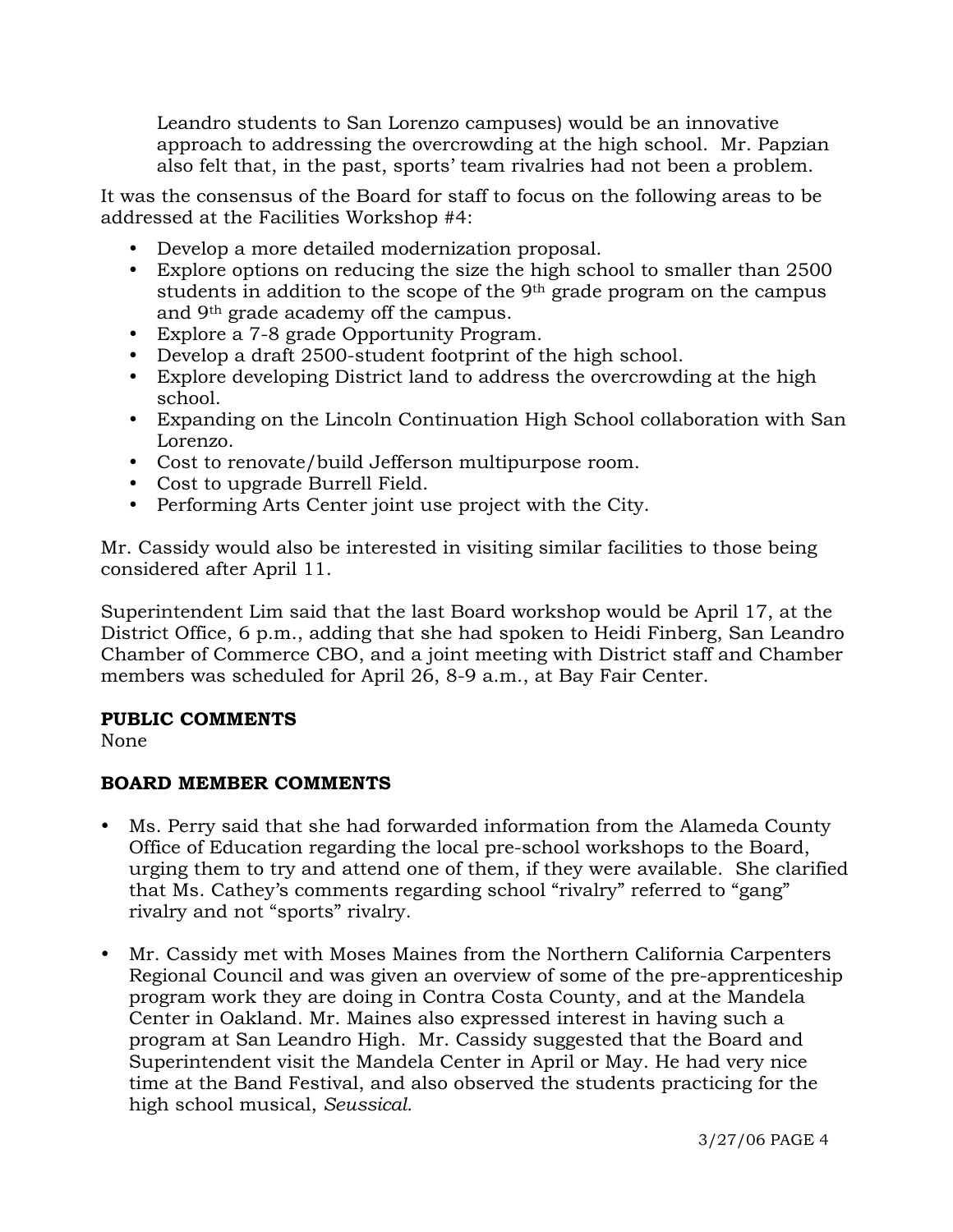Leandro students to San Lorenzo campuses) would be an innovative approach to addressing the overcrowding at the high school. Mr. Papzian also felt that, in the past, sports' team rivalries had not been a problem.

It was the consensus of the Board for staff to focus on the following areas to be addressed at the Facilities Workshop #4:

- Develop a more detailed modernization proposal.
- Explore options on reducing the size the high school to smaller than 2500 students in addition to the scope of the 9th grade program on the campus and 9th grade academy off the campus.
- Explore a 7-8 grade Opportunity Program.
- Develop a draft 2500-student footprint of the high school.
- Explore developing District land to address the overcrowding at the high school.
- Expanding on the Lincoln Continuation High School collaboration with San Lorenzo.
- Cost to renovate/build Jefferson multipurpose room.
- Cost to upgrade Burrell Field.
- Performing Arts Center joint use project with the City.

Mr. Cassidy would also be interested in visiting similar facilities to those being considered after April 11.

Superintendent Lim said that the last Board workshop would be April 17, at the District Office, 6 p.m., adding that she had spoken to Heidi Finberg, San Leandro Chamber of Commerce CBO, and a joint meeting with District staff and Chamber members was scheduled for April 26, 8-9 a.m., at Bay Fair Center.

**PUBLIC COMMENTS**

None

**BOARD MEMBER COMMENTS**

- Ms. Perry said that she had forwarded information from the Alameda County Office of Education regarding the local pre-school workshops to the Board, urging them to try and attend one of them, if they were available. She clarified that Ms. Cathey's comments regarding school "rivalry" referred to "gang" rivalry and not "sports" rivalry.

- Mr. Cassidy met with Moses Maines from the Northern California Carpenters Regional Council and was given an overview of some of the pre-apprenticeship program work they are doing in Contra Costa County, and at the Mandela Center in Oakland. Mr. Maines also expressed interest in having such a program at San Leandro High. Mr. Cassidy suggested that the Board and Superintendent visit the Mandela Center in April or May. He had very nice time at the Band Festival, and also observed the students practicing for the high school musical, *Seussical.*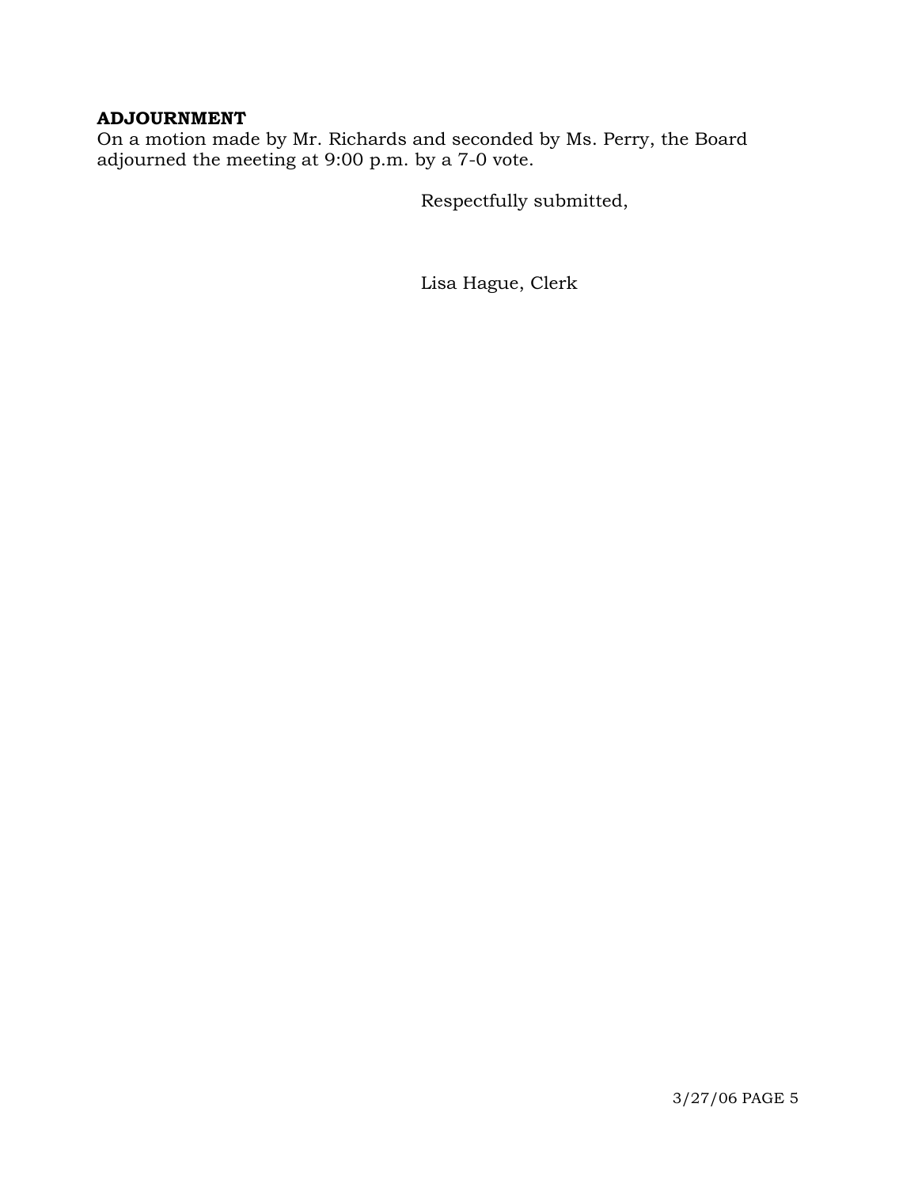**ADJOURNMENT**

On a motion made by Mr. Richards and seconded by Ms. Perry, the Board adjourned the meeting at 9:00 p.m. by a 7-0 vote.

Respectfully submitted,

Lisa Hague, Clerk